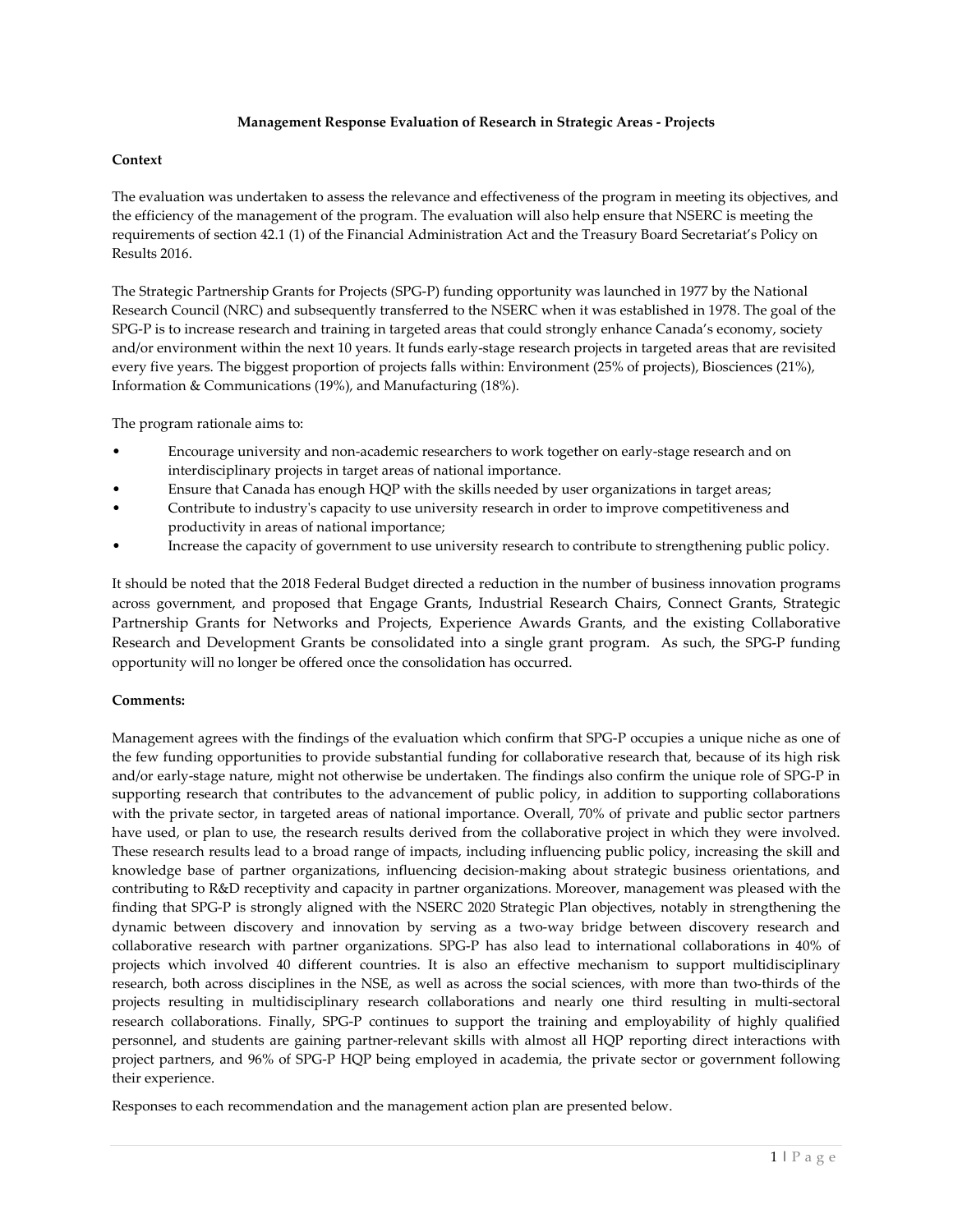**Management Response Evaluation of Research in Strategic Areas - Projects**

**Context**

The evaluation was undertaken to assess the relevance and effectiveness of the program in meeting its objectives, and the efficiency of the management of the program. The evaluation will also help ensure that NSERC is meeting the requirements of section 42.1 (1) of the Financial Administration Act and the Treasury Board Secretariat's Policy on Results 2016.

The Strategic Partnership Grants for Projects (SPG-P) funding opportunity was launched in 1977 by the National Research Council (NRC) and subsequently transferred to the NSERC when it was established in 1978. The goal of the SPG-P is to increase research and training in targeted areas that could strongly enhance Canada's economy, society and/or environment within the next 10 years. It funds early-stage research projects in targeted areas that are revisited every five years. The biggest proportion of projects falls within: Environment (25% of projects), Biosciences (21%), Information & Communications (19%), and Manufacturing (18%).

The program rationale aims to:

- Encourage university and non-academic researchers to work together on early-stage research and on interdisciplinary projects in target areas of national importance.
- Ensure that Canada has enough HQP with the skills needed by user organizations in target areas;
- Contribute to industry's capacity to use university research in order to improve competitiveness and productivity in areas of national importance;
- Increase the capacity of government to use university research to contribute to strengthening public policy.

It should be noted that the 2018 Federal Budget directed a reduction in the number of business innovation programs across government, and proposed that Engage Grants, Industrial Research Chairs, Connect Grants, Strategic Partnership Grants for Networks and Projects, Experience Awards Grants, and the existing Collaborative Research and Development Grants be consolidated into a single grant program. As such, the SPG-P funding opportunity will no longer be offered once the consolidation has occurred.

**Comments:**

Management agrees with the findings of the evaluation which confirm that SPG-P occupies a unique niche as one of the few funding opportunities to provide substantial funding for collaborative research that, because of its high risk and/or early-stage nature, might not otherwise be undertaken. The findings also confirm the unique role of SPG-P in supporting research that contributes to the advancement of public policy, in addition to supporting collaborations with the private sector, in targeted areas of national importance. Overall, 70% of private and public sector partners have used, or plan to use, the research results derived from the collaborative project in which they were involved. These research results lead to a broad range of impacts, including influencing public policy, increasing the skill and knowledge base of partner organizations, influencing decision-making about strategic business orientations, and contributing to R&D receptivity and capacity in partner organizations. Moreover, management was pleased with the finding that SPG-P is strongly aligned with the NSERC 2020 Strategic Plan objectives, notably in strengthening the dynamic between discovery and innovation by serving as a two-way bridge between discovery research and collaborative research with partner organizations. SPG-P has also lead to international collaborations in 40% of projects which involved 40 different countries. It is also an effective mechanism to support multidisciplinary research, both across disciplines in the NSE, as well as across the social sciences, with more than two-thirds of the projects resulting in multidisciplinary research collaborations and nearly one third resulting in multi-sectoral research collaborations. Finally, SPG-P continues to support the training and employability of highly qualified personnel, and students are gaining partner-relevant skills with almost all HQP reporting direct interactions with project partners, and 96% of SPG-P HQP being employed in academia, the private sector or government following their experience.

Responses to each recommendation and the management action plan are presented below.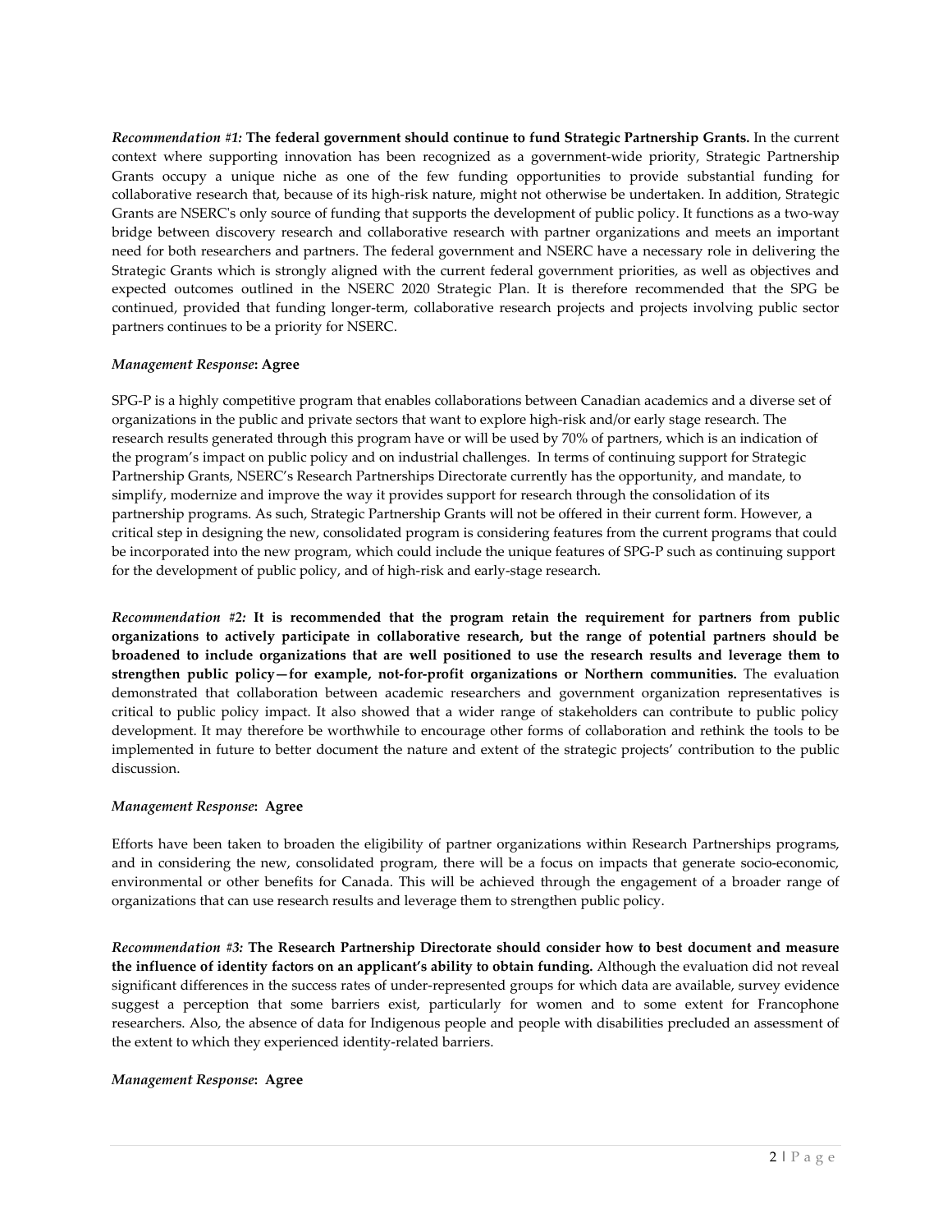*Recommendation #1:* **The federal government should continue to fund Strategic Partnership Grants.** In the current context where supporting innovation has been recognized as a government-wide priority, Strategic Partnership Grants occupy a unique niche as one of the few funding opportunities to provide substantial funding for collaborative research that, because of its high-risk nature, might not otherwise be undertaken. In addition, Strategic Grants are NSERC's only source of funding that supports the development of public policy. It functions as a two-way bridge between discovery research and collaborative research with partner organizations and meets an important need for both researchers and partners. The federal government and NSERC have a necessary role in delivering the Strategic Grants which is strongly aligned with the current federal government priorities, as well as objectives and expected outcomes outlined in the NSERC 2020 Strategic Plan. It is therefore recommended that the SPG be continued, provided that funding longer-term, collaborative research projects and projects involving public sector partners continues to be a priority for NSERC.

***Management Response*: Agree**

SPG-P is a highly competitive program that enables collaborations between Canadian academics and a diverse set of organizations in the public and private sectors that want to explore high-risk and/or early stage research. The research results generated through this program have or will be used by 70% of partners, which is an indication of the program's impact on public policy and on industrial challenges. In terms of continuing support for Strategic Partnership Grants, NSERC's Research Partnerships Directorate currently has the opportunity, and mandate, to simplify, modernize and improve the way it provides support for research through the consolidation of its partnership programs. As such, Strategic Partnership Grants will not be offered in their current form. However, a critical step in designing the new, consolidated program is considering features from the current programs that could be incorporated into the new program, which could include the unique features of SPG-P such as continuing support for the development of public policy, and of high-risk and early-stage research.

*Recommendation #2:* **It is recommended that the program retain the requirement for partners from public organizations to actively participate in collaborative research, but the range of potential partners should be broadened to include organizations that are well positioned to use the research results and leverage them to strengthen public policy—for example, not-for-profit organizations or Northern communities.** The evaluation demonstrated that collaboration between academic researchers and government organization representatives is critical to public policy impact. It also showed that a wider range of stakeholders can contribute to public policy development. It may therefore be worthwhile to encourage other forms of collaboration and rethink the tools to be implemented in future to better document the nature and extent of the strategic projects' contribution to the public discussion.

***Management Response*: Agree**

Efforts have been taken to broaden the eligibility of partner organizations within Research Partnerships programs, and in considering the new, consolidated program, there will be a focus on impacts that generate socio-economic, environmental or other benefits for Canada. This will be achieved through the engagement of a broader range of organizations that can use research results and leverage them to strengthen public policy.

*Recommendation #3:* **The Research Partnership Directorate should consider how to best document and measure the influence of identity factors on an applicant's ability to obtain funding.** Although the evaluation did not reveal significant differences in the success rates of under-represented groups for which data are available, survey evidence suggest a perception that some barriers exist, particularly for women and to some extent for Francophone researchers. Also, the absence of data for Indigenous people and people with disabilities precluded an assessment of the extent to which they experienced identity-related barriers.

***Management Response*: Agree**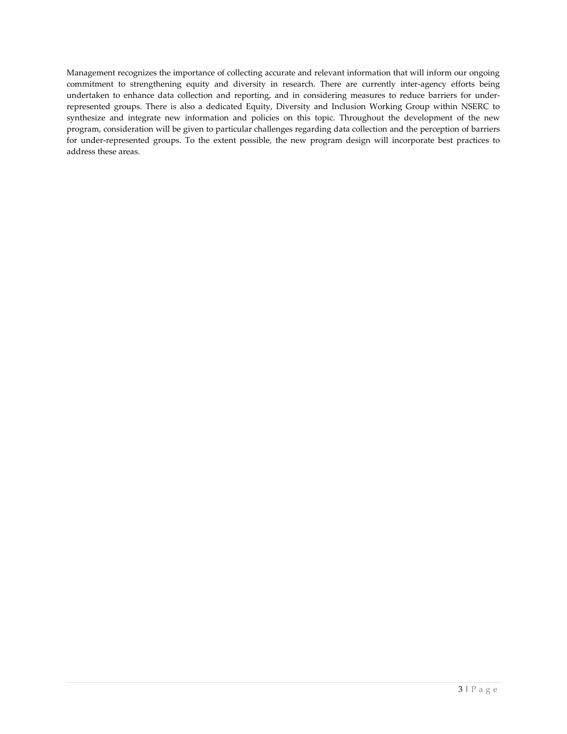Management recognizes the importance of collecting accurate and relevant information that will inform our ongoing commitment to strengthening equity and diversity in research. There are currently inter-agency efforts being undertaken to enhance data collection and reporting, and in considering measures to reduce barriers for under-represented groups. There is also a dedicated Equity, Diversity and Inclusion Working Group within NSERC to synthesize and integrate new information and policies on this topic. Throughout the development of the new program, consideration will be given to particular challenges regarding data collection and the perception of barriers for under-represented groups. To the extent possible, the new program design will incorporate best practices to address these areas.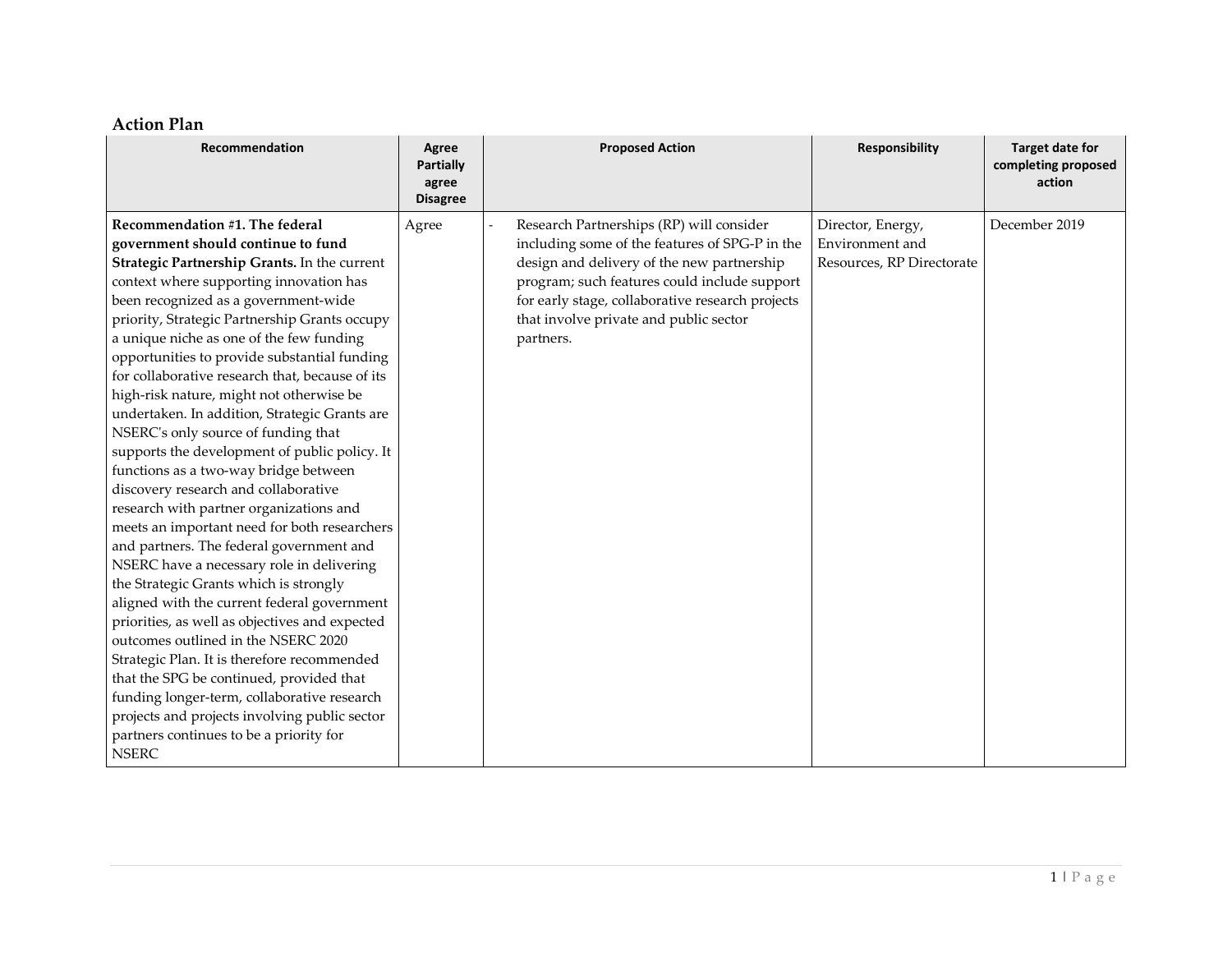## Action Plan

| Recommendation | Agree Partially agree Disagree | Proposed Action | Responsibility | Target date for completing proposed action |
|---|---|---|---|---|
| **Recommendation #1. The federal government should continue to fund Strategic Partnership Grants.** In the current context where supporting innovation has been recognized as a government-wide priority, Strategic Partnership Grants occupy a unique niche as one of the few funding opportunities to provide substantial funding for collaborative research that, because of its high-risk nature, might not otherwise be undertaken. In addition, Strategic Grants are NSERC's only source of funding that supports the development of public policy. It functions as a two-way bridge between discovery research and collaborative research with partner organizations and meets an important need for both researchers and partners. The federal government and NSERC have a necessary role in delivering the Strategic Grants which is strongly aligned with the current federal government priorities, as well as objectives and expected outcomes outlined in the NSERC 2020 Strategic Plan. It is therefore recommended that the SPG be continued, provided that funding longer-term, collaborative research projects and projects involving public sector partners continues to be a priority for NSERC | Agree | - Research Partnerships (RP) will consider including some of the features of SPG-P in the design and delivery of the new partnership program; such features could include support for early stage, collaborative research projects that involve private and public sector partners. | Director, Energy, Environment and Resources, RP Directorate | December 2019 |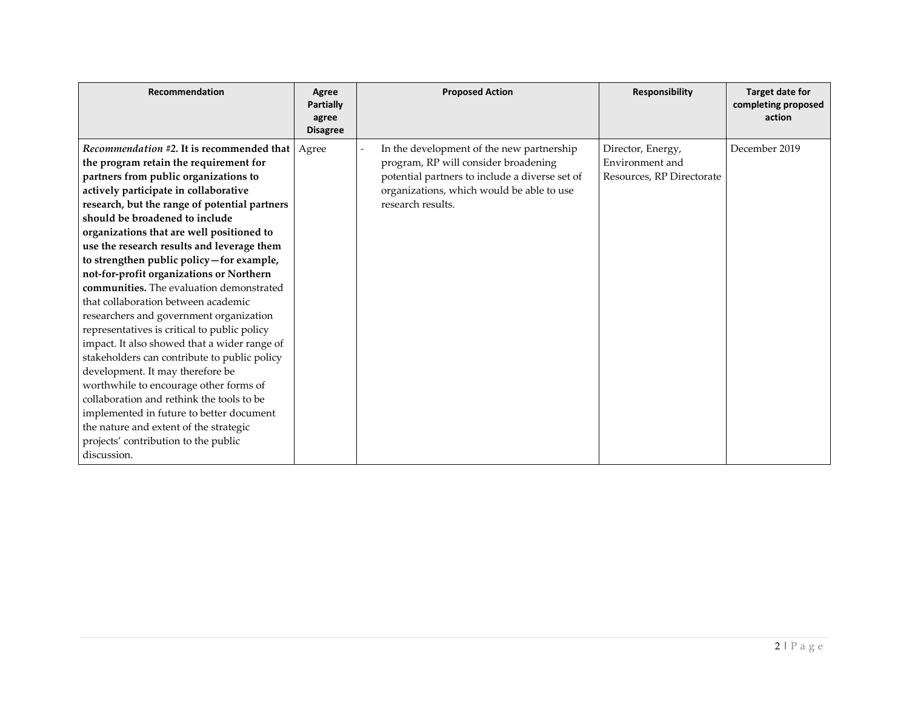| Recommendation | Agree Partially agree Disagree | Proposed Action | Responsibility | Target date for completing proposed action |
|---|---|---|---|---|
| *Recommendation #2.* **It is recommended that the program retain the requirement for partners from public organizations to actively participate in collaborative research, but the range of potential partners should be broadened to include organizations that are well positioned to use the research results and leverage them to strengthen public policy—for example, not-for-profit organizations or Northern communities.** The evaluation demonstrated that collaboration between academic researchers and government organization representatives is critical to public policy impact. It also showed that a wider range of stakeholders can contribute to public policy development. It may therefore be worthwhile to encourage other forms of collaboration and rethink the tools to be implemented in future to better document the nature and extent of the strategic projects' contribution to the public discussion. | Agree | - In the development of the new partnership program, RP will consider broadening potential partners to include a diverse set of organizations, which would be able to use research results. | Director, Energy, Environment and Resources, RP Directorate | December 2019 |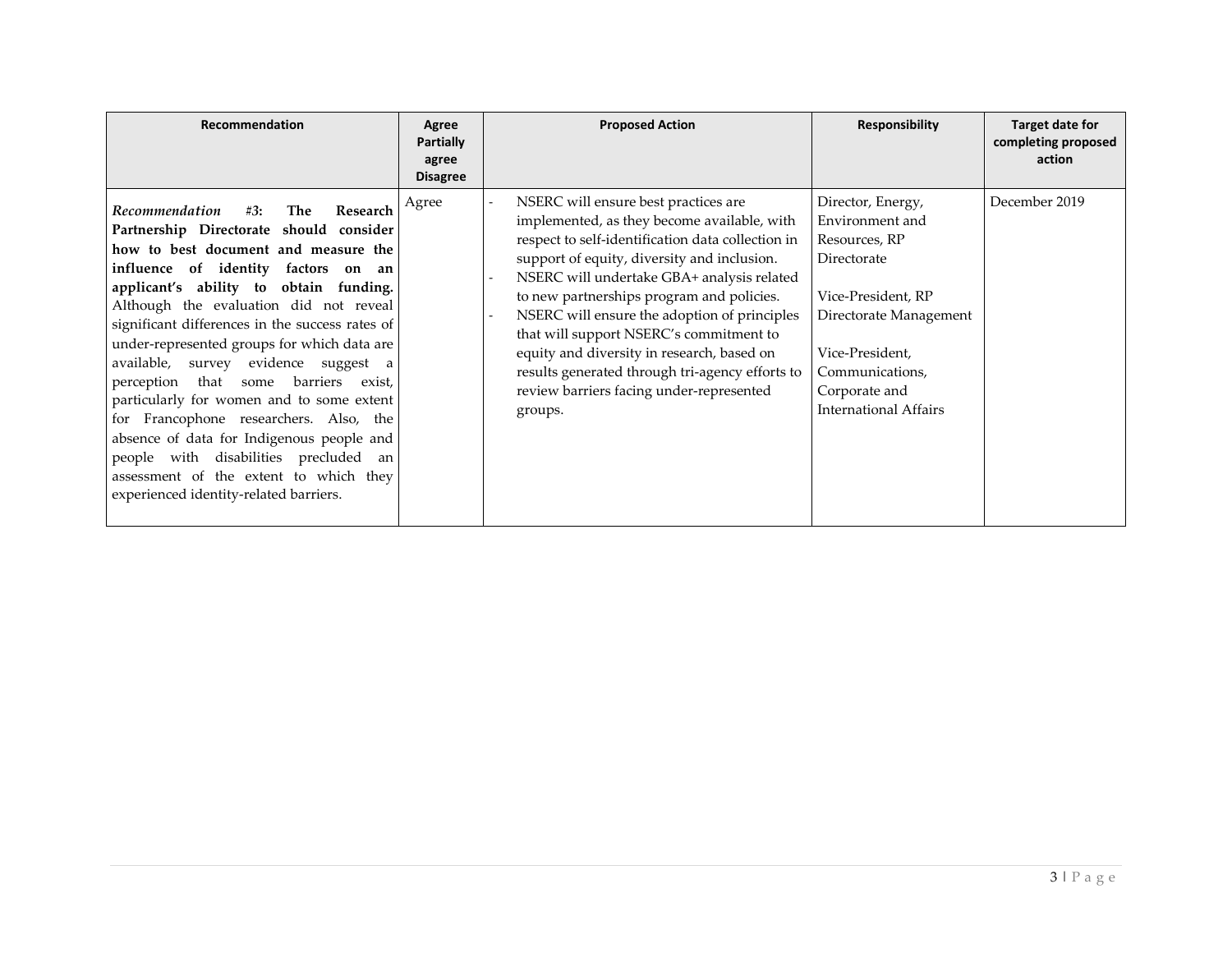| Recommendation | Agree Partially agree Disagree | Proposed Action | Responsibility | Target date for completing proposed action |
| --- | --- | --- | --- | --- |
| *Recommendation #3*: **The Research Partnership Directorate should consider how to best document and measure the influence of identity factors on an applicant's ability to obtain funding.** Although the evaluation did not reveal significant differences in the success rates of under-represented groups for which data are available, survey evidence suggest a perception that some barriers exist, particularly for women and to some extent for Francophone researchers. Also, the absence of data for Indigenous people and people with disabilities precluded an assessment of the extent to which they experienced identity-related barriers. | Agree | - NSERC will ensure best practices are implemented, as they become available, with respect to self-identification data collection in support of equity, diversity and inclusion.<br>- NSERC will undertake GBA+ analysis related to new partnerships program and policies.<br>- NSERC will ensure the adoption of principles that will support NSERC's commitment to equity and diversity in research, based on results generated through tri-agency efforts to review barriers facing under-represented groups. | Director, Energy, Environment and Resources, RP Directorate<br><br>Vice-President, RP Directorate Management<br><br>Vice-President, Communications, Corporate and International Affairs | December 2019 |